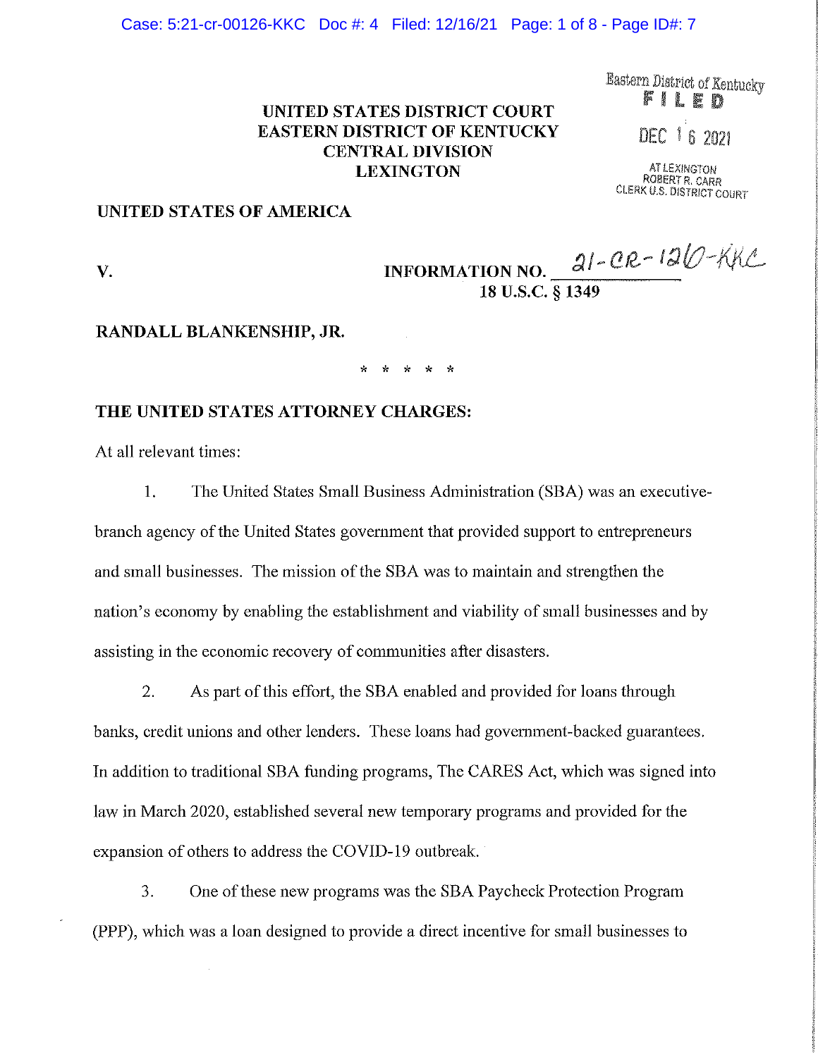**UNITED STATES DISTRICT COURT**
**EASTERN DISTRICT OF KENTUCKY**
**CENTRAL DIVISION**
**LEXINGTON**

Eastern District of Kentucky
**FILED**
DEC 16 2021
AT LEXINGTON
ROBERT R. CARR
CLERK U.S. DISTRICT COURT

**UNITED STATES OF AMERICA**

**V.** **INFORMATION NO.** 21-CR-126-KKC
**18 U.S.C. § 1349**

**RANDALL BLANKENSHIP, JR.**

\* \* \* \* \*

**THE UNITED STATES ATTORNEY CHARGES:**

At all relevant times:

1. The United States Small Business Administration (SBA) was an executive-branch agency of the United States government that provided support to entrepreneurs and small businesses. The mission of the SBA was to maintain and strengthen the nation's economy by enabling the establishment and viability of small businesses and by assisting in the economic recovery of communities after disasters.

2. As part of this effort, the SBA enabled and provided for loans through banks, credit unions and other lenders. These loans had government-backed guarantees. In addition to traditional SBA funding programs, The CARES Act, which was signed into law in March 2020, established several new temporary programs and provided for the expansion of others to address the COVID-19 outbreak.

3. One of these new programs was the SBA Paycheck Protection Program (PPP), which was a loan designed to provide a direct incentive for small businesses to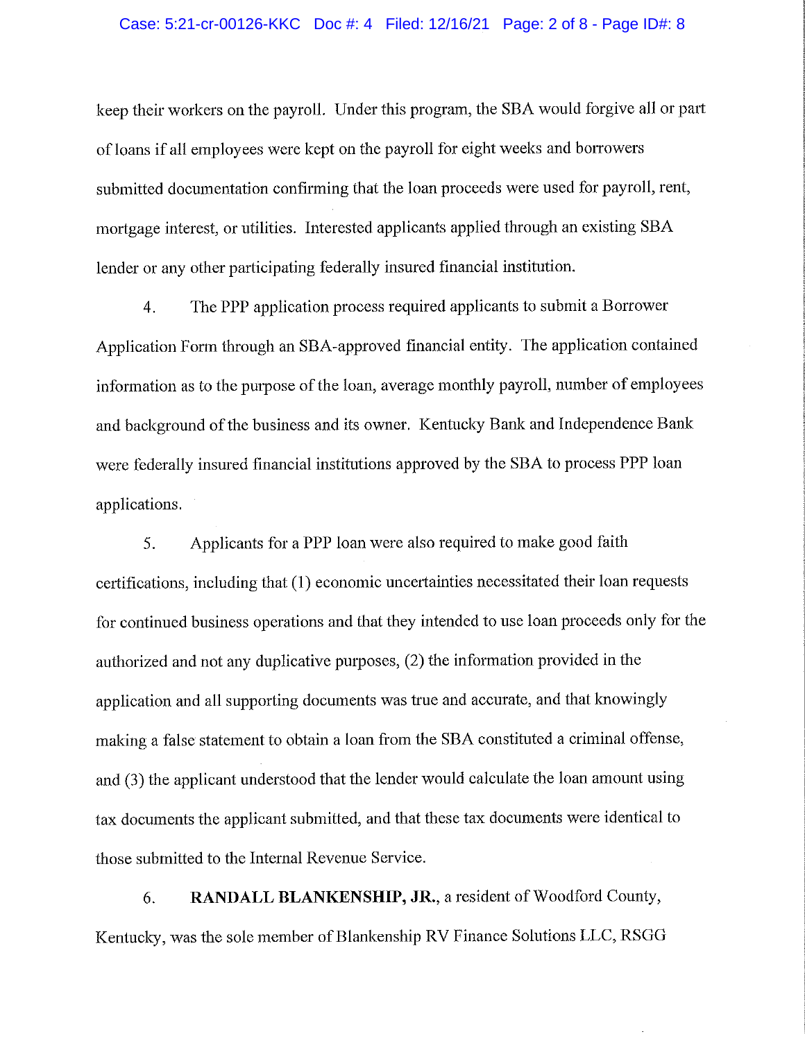keep their workers on the payroll. Under this program, the SBA would forgive all or part of loans if all employees were kept on the payroll for eight weeks and borrowers submitted documentation confirming that the loan proceeds were used for payroll, rent, mortgage interest, or utilities. Interested applicants applied through an existing SBA lender or any other participating federally insured financial institution.

4. The PPP application process required applicants to submit a Borrower Application Form through an SBA-approved financial entity. The application contained information as to the purpose of the loan, average monthly payroll, number of employees and background of the business and its owner. Kentucky Bank and Independence Bank were federally insured financial institutions approved by the SBA to process PPP loan applications.

5. Applicants for a PPP loan were also required to make good faith certifications, including that (1) economic uncertainties necessitated their loan requests for continued business operations and that they intended to use loan proceeds only for the authorized and not any duplicative purposes, (2) the information provided in the application and all supporting documents was true and accurate, and that knowingly making a false statement to obtain a loan from the SBA constituted a criminal offense, and (3) the applicant understood that the lender would calculate the loan amount using tax documents the applicant submitted, and that these tax documents were identical to those submitted to the Internal Revenue Service.

6. **RANDALL BLANKENSHIP, JR.**, a resident of Woodford County, Kentucky, was the sole member of Blankenship RV Finance Solutions LLC, RSGG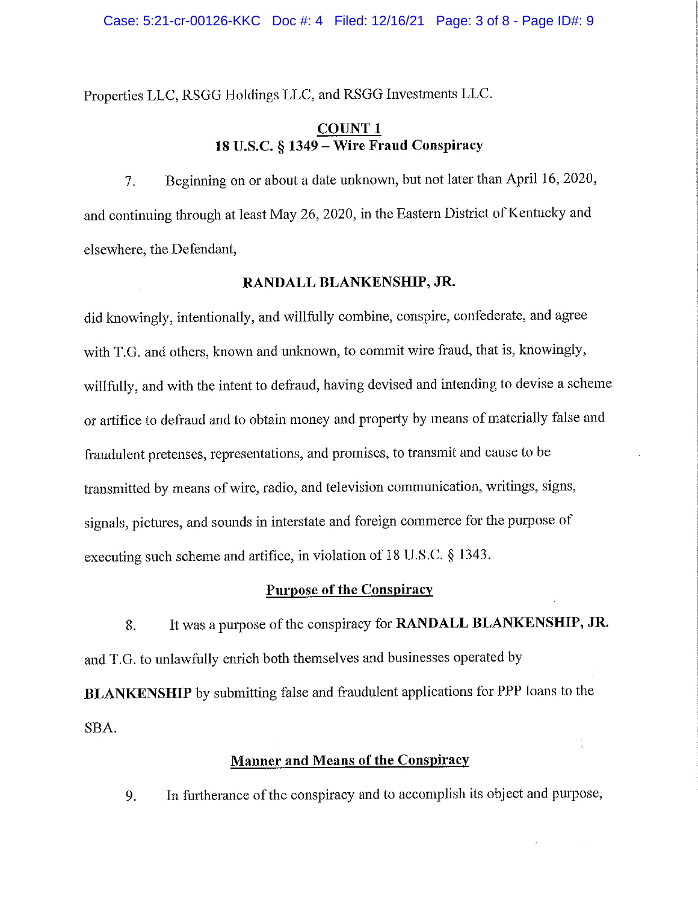Properties LLC, RSGG Holdings LLC, and RSGG Investments LLC.

## COUNT 1
## 18 U.S.C. § 1349 – Wire Fraud Conspiracy

7. Beginning on or about a date unknown, but not later than April 16, 2020, and continuing through at least May 26, 2020, in the Eastern District of Kentucky and elsewhere, the Defendant,

**RANDALL BLANKENSHIP, JR.**

did knowingly, intentionally, and willfully combine, conspire, confederate, and agree with T.G. and others, known and unknown, to commit wire fraud, that is, knowingly, willfully, and with the intent to defraud, having devised and intending to devise a scheme or artifice to defraud and to obtain money and property by means of materially false and fraudulent pretenses, representations, and promises, to transmit and cause to be transmitted by means of wire, radio, and television communication, writings, signs, signals, pictures, and sounds in interstate and foreign commerce for the purpose of executing such scheme and artifice, in violation of 18 U.S.C. § 1343.

### Purpose of the Conspiracy

8. It was a purpose of the conspiracy for **RANDALL BLANKENSHIP, JR.** and T.G. to unlawfully enrich both themselves and businesses operated by **BLANKENSHIP** by submitting false and fraudulent applications for PPP loans to the SBA.

### Manner and Means of the Conspiracy

9. In furtherance of the conspiracy and to accomplish its object and purpose,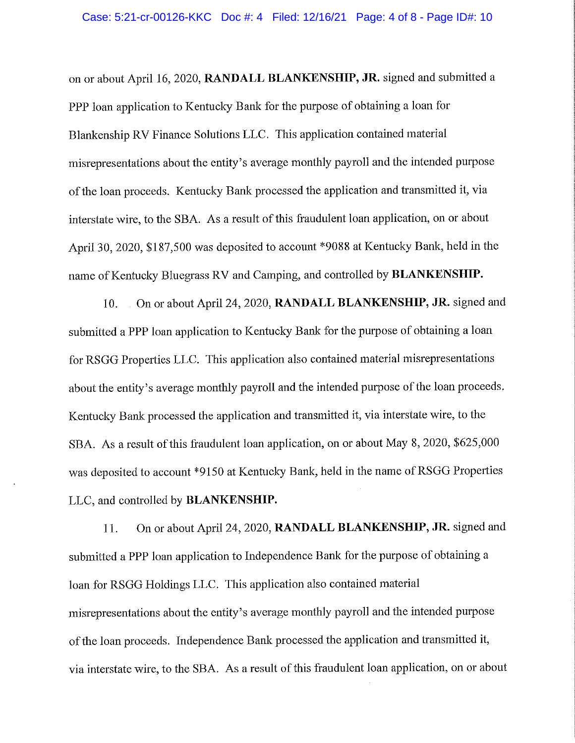on or about April 16, 2020, **RANDALL BLANKENSHIP, JR.** signed and submitted a PPP loan application to Kentucky Bank for the purpose of obtaining a loan for Blankenship RV Finance Solutions LLC. This application contained material misrepresentations about the entity's average monthly payroll and the intended purpose of the loan proceeds. Kentucky Bank processed the application and transmitted it, via interstate wire, to the SBA. As a result of this fraudulent loan application, on or about April 30, 2020, $187,500 was deposited to account *9088 at Kentucky Bank, held in the name of Kentucky Bluegrass RV and Camping, and controlled by **BLANKENSHIP.**

10. On or about April 24, 2020, **RANDALL BLANKENSHIP, JR.** signed and submitted a PPP loan application to Kentucky Bank for the purpose of obtaining a loan for RSGG Properties LLC. This application also contained material misrepresentations about the entity's average monthly payroll and the intended purpose of the loan proceeds. Kentucky Bank processed the application and transmitted it, via interstate wire, to the SBA. As a result of this fraudulent loan application, on or about May 8, 2020, $625,000 was deposited to account *9150 at Kentucky Bank, held in the name of RSGG Properties LLC, and controlled by **BLANKENSHIP.**

11. On or about April 24, 2020, **RANDALL BLANKENSHIP, JR.** signed and submitted a PPP loan application to Independence Bank for the purpose of obtaining a loan for RSGG Holdings LLC. This application also contained material misrepresentations about the entity's average monthly payroll and the intended purpose of the loan proceeds. Independence Bank processed the application and transmitted it, via interstate wire, to the SBA. As a result of this fraudulent loan application, on or about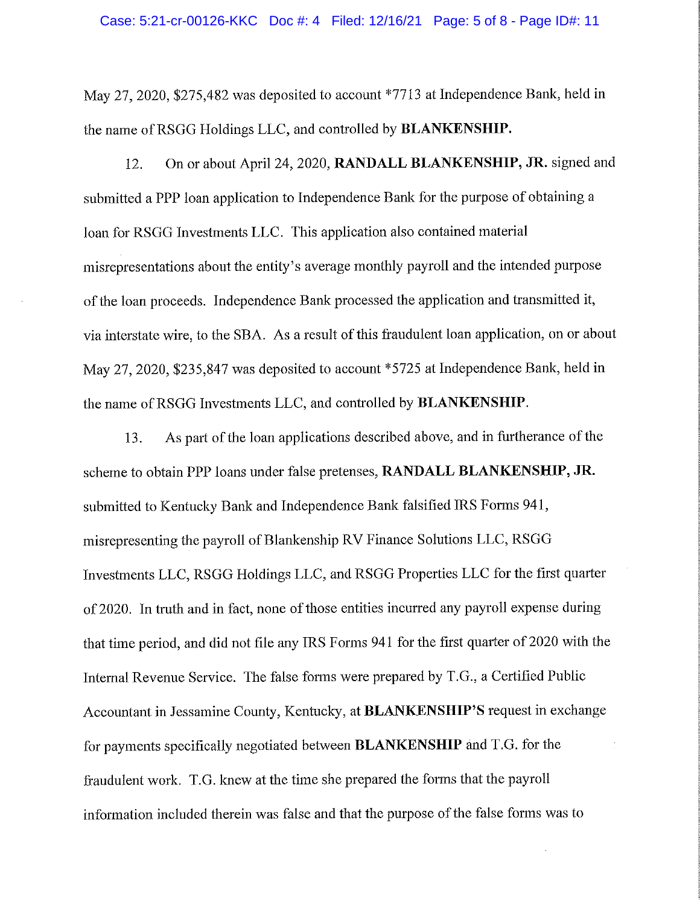May 27, 2020, $275,482 was deposited to account *7713 at Independence Bank, held in the name of RSGG Holdings LLC, and controlled by **BLANKENSHIP.**

12. On or about April 24, 2020, **RANDALL BLANKENSHIP, JR.** signed and submitted a PPP loan application to Independence Bank for the purpose of obtaining a loan for RSGG Investments LLC. This application also contained material misrepresentations about the entity's average monthly payroll and the intended purpose of the loan proceeds. Independence Bank processed the application and transmitted it, via interstate wire, to the SBA. As a result of this fraudulent loan application, on or about May 27, 2020, $235,847 was deposited to account *5725 at Independence Bank, held in the name of RSGG Investments LLC, and controlled by **BLANKENSHIP**.

13. As part of the loan applications described above, and in furtherance of the scheme to obtain PPP loans under false pretenses, **RANDALL BLANKENSHIP, JR.** submitted to Kentucky Bank and Independence Bank falsified IRS Forms 941, misrepresenting the payroll of Blankenship RV Finance Solutions LLC, RSGG Investments LLC, RSGG Holdings LLC, and RSGG Properties LLC for the first quarter of 2020. In truth and in fact, none of those entities incurred any payroll expense during that time period, and did not file any IRS Forms 941 for the first quarter of 2020 with the Internal Revenue Service. The false forms were prepared by T.G., a Certified Public Accountant in Jessamine County, Kentucky, at **BLANKENSHIP'S** request in exchange for payments specifically negotiated between **BLANKENSHIP** and T.G. for the fraudulent work. T.G. knew at the time she prepared the forms that the payroll information included therein was false and that the purpose of the false forms was to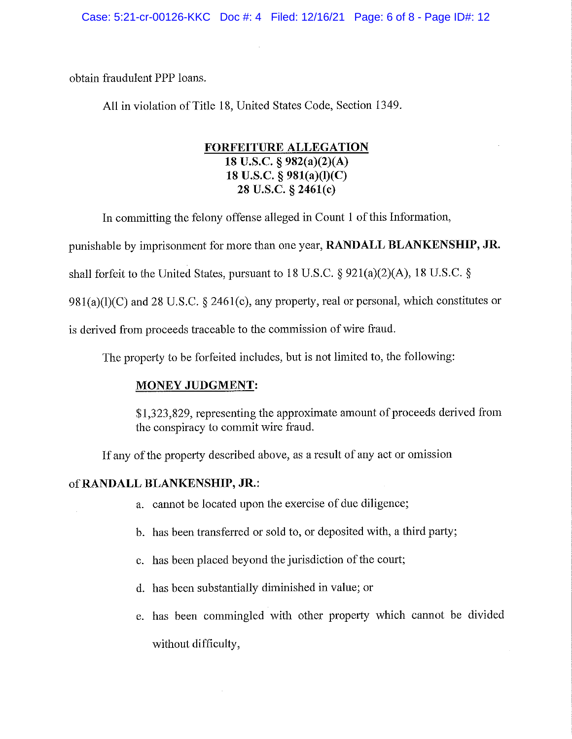obtain fraudulent PPP loans.

All in violation of Title 18, United States Code, Section 1349.

**FORFEITURE ALLEGATION**
**18 U.S.C. § 982(a)(2)(A)**
**18 U.S.C. § 981(a)(l)(C)**
**28 U.S.C. § 2461(c)**

In committing the felony offense alleged in Count 1 of this Information, punishable by imprisonment for more than one year, **RANDALL BLANKENSHIP, JR.** shall forfeit to the United States, pursuant to 18 U.S.C. § 921(a)(2)(A), 18 U.S.C. § 981(a)(l)(C) and 28 U.S.C. § 2461(c), any property, real or personal, which constitutes or is derived from proceeds traceable to the commission of wire fraud.

The property to be forfeited includes, but is not limited to, the following:

**MONEY JUDGMENT:**

$1,323,829, representing the approximate amount of proceeds derived from the conspiracy to commit wire fraud.

If any of the property described above, as a result of any act or omission of **RANDALL BLANKENSHIP, JR.**:

a. cannot be located upon the exercise of due diligence;

b. has been transferred or sold to, or deposited with, a third party;

c. has been placed beyond the jurisdiction of the court;

d. has been substantially diminished in value; or

e. has been commingled with other property which cannot be divided without difficulty,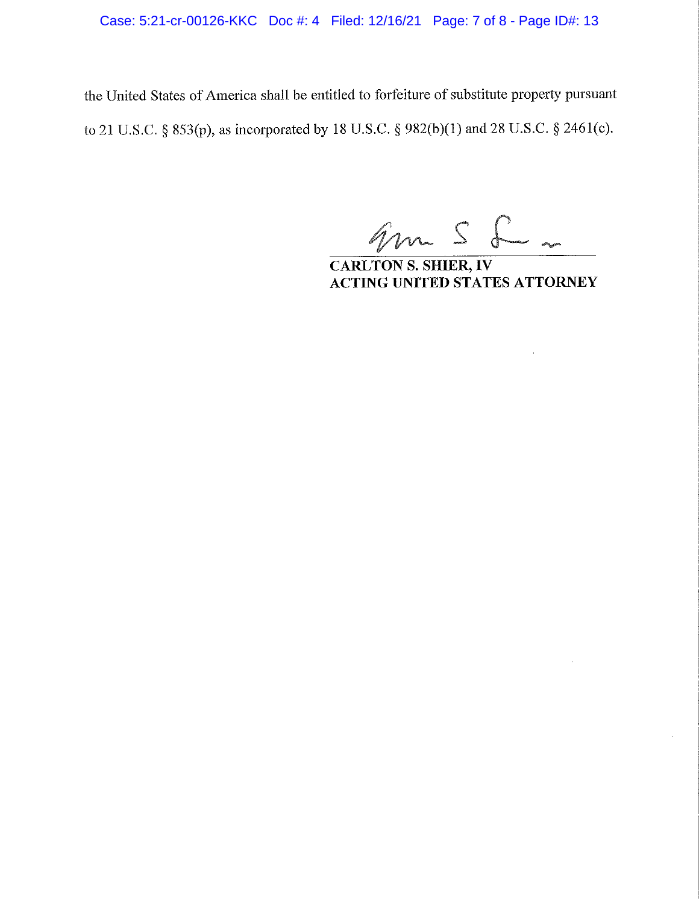the United States of America shall be entitled to forfeiture of substitute property pursuant to 21 U.S.C. § 853(p), as incorporated by 18 U.S.C. § 982(b)(1) and 28 U.S.C. § 2461(c).

**CARLTON S. SHIER, IV**
**ACTING UNITED STATES ATTORNEY**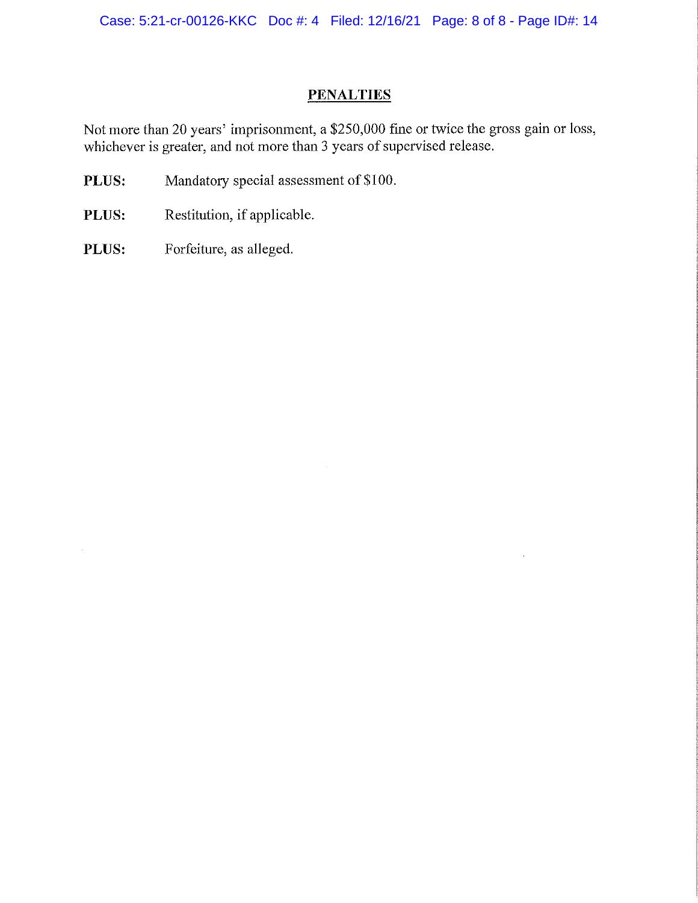## PENALTIES

Not more than 20 years' imprisonment, a $250,000 fine or twice the gross gain or loss, whichever is greater, and not more than 3 years of supervised release.

**PLUS:** Mandatory special assessment of $100.

**PLUS:** Restitution, if applicable.

**PLUS:** Forfeiture, as alleged.